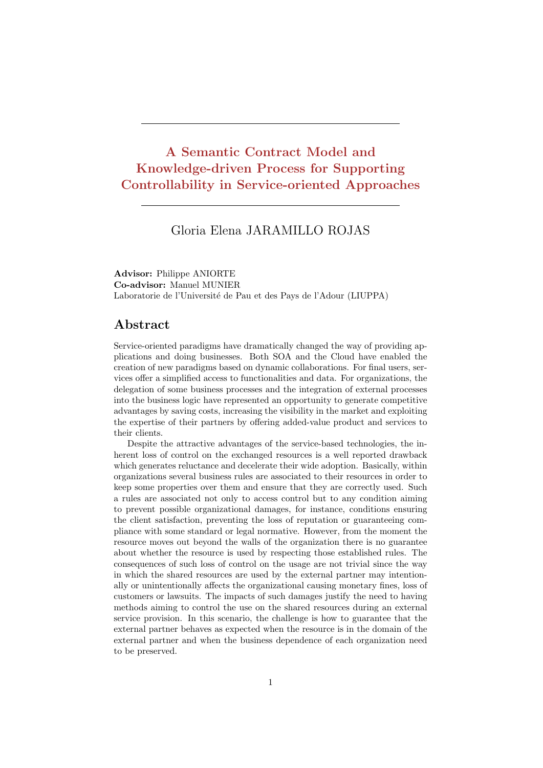# A Semantic Contract Model and Knowledge-driven Process for Supporting Controllability in Service-oriented Approaches

Gloria Elena JARAMILLO ROJAS

**Advisor:** Philippe ANIORTE
**Co-advisor:** Manuel MUNIER
Laboratorie de l'Université de Pau et des Pays de l'Adour (LIUPPA)

## Abstract

Service-oriented paradigms have dramatically changed the way of providing applications and doing businesses. Both SOA and the Cloud have enabled the creation of new paradigms based on dynamic collaborations. For final users, services offer a simplified access to functionalities and data. For organizations, the delegation of some business processes and the integration of external processes into the business logic have represented an opportunity to generate competitive advantages by saving costs, increasing the visibility in the market and exploiting the expertise of their partners by offering added-value product and services to their clients.

Despite the attractive advantages of the service-based technologies, the inherent loss of control on the exchanged resources is a well reported drawback which generates reluctance and decelerate their wide adoption. Basically, within organizations several business rules are associated to their resources in order to keep some properties over them and ensure that they are correctly used. Such a rules are associated not only to access control but to any condition aiming to prevent possible organizational damages, for instance, conditions ensuring the client satisfaction, preventing the loss of reputation or guaranteeing compliance with some standard or legal normative. However, from the moment the resource moves out beyond the walls of the organization there is no guarantee about whether the resource is used by respecting those established rules. The consequences of such loss of control on the usage are not trivial since the way in which the shared resources are used by the external partner may intentionally or unintentionally affects the organizational causing monetary fines, loss of customers or lawsuits. The impacts of such damages justify the need to having methods aiming to control the use on the shared resources during an external service provision. In this scenario, the challenge is how to guarantee that the external partner behaves as expected when the resource is in the domain of the external partner and when the business dependence of each organization need to be preserved.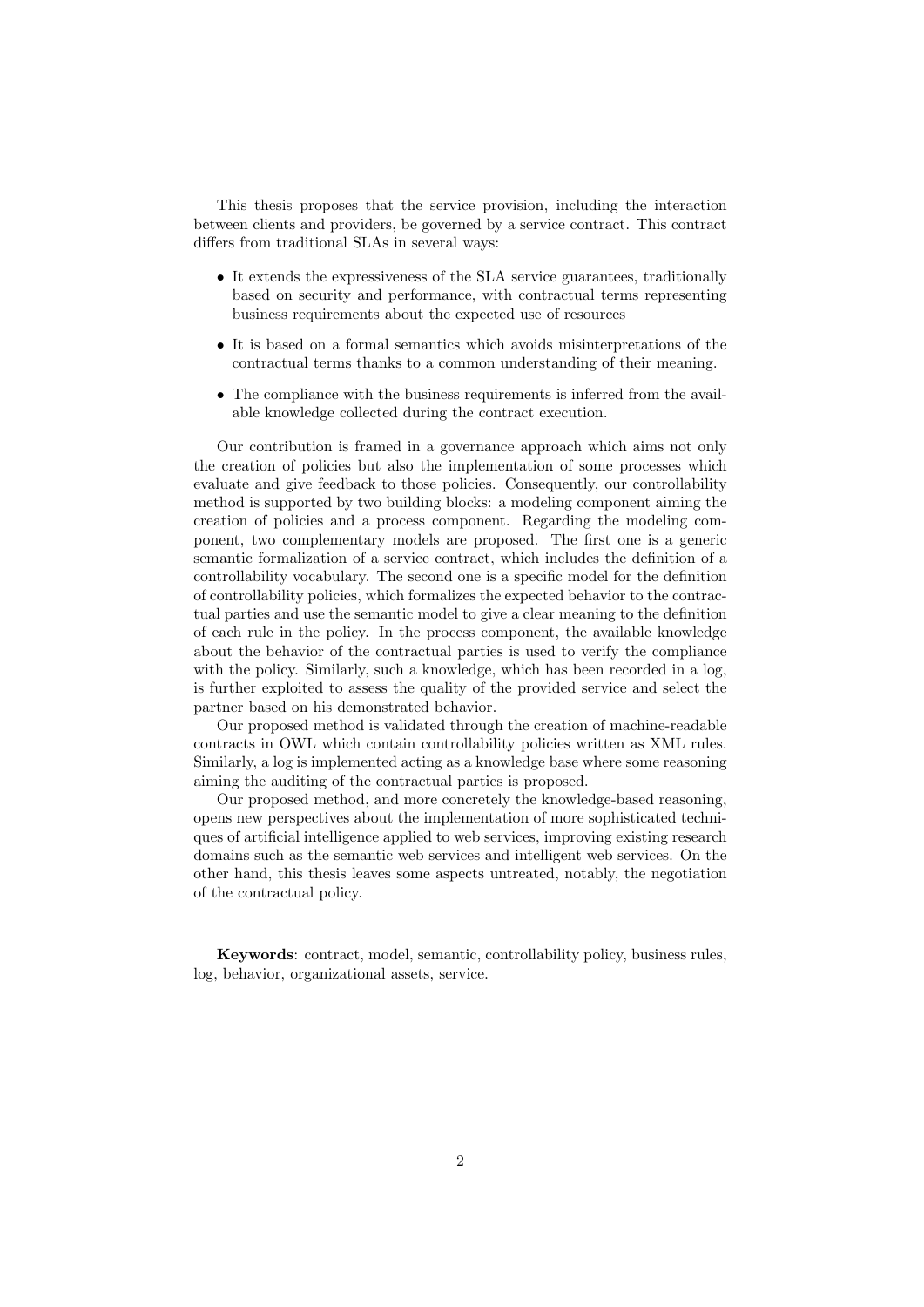This thesis proposes that the service provision, including the interaction between clients and providers, be governed by a service contract. This contract differs from traditional SLAs in several ways:

- It extends the expressiveness of the SLA service guarantees, traditionally based on security and performance, with contractual terms representing business requirements about the expected use of resources
- It is based on a formal semantics which avoids misinterpretations of the contractual terms thanks to a common understanding of their meaning.
- The compliance with the business requirements is inferred from the available knowledge collected during the contract execution.

Our contribution is framed in a governance approach which aims not only the creation of policies but also the implementation of some processes which evaluate and give feedback to those policies. Consequently, our controllability method is supported by two building blocks: a modeling component aiming the creation of policies and a process component. Regarding the modeling component, two complementary models are proposed. The first one is a generic semantic formalization of a service contract, which includes the definition of a controllability vocabulary. The second one is a specific model for the definition of controllability policies, which formalizes the expected behavior to the contractual parties and use the semantic model to give a clear meaning to the definition of each rule in the policy. In the process component, the available knowledge about the behavior of the contractual parties is used to verify the compliance with the policy. Similarly, such a knowledge, which has been recorded in a log, is further exploited to assess the quality of the provided service and select the partner based on his demonstrated behavior.

Our proposed method is validated through the creation of machine-readable contracts in OWL which contain controllability policies written as XML rules. Similarly, a log is implemented acting as a knowledge base where some reasoning aiming the auditing of the contractual parties is proposed.

Our proposed method, and more concretely the knowledge-based reasoning, opens new perspectives about the implementation of more sophisticated techniques of artificial intelligence applied to web services, improving existing research domains such as the semantic web services and intelligent web services. On the other hand, this thesis leaves some aspects untreated, notably, the negotiation of the contractual policy.

**Keywords**: contract, model, semantic, controllability policy, business rules, log, behavior, organizational assets, service.